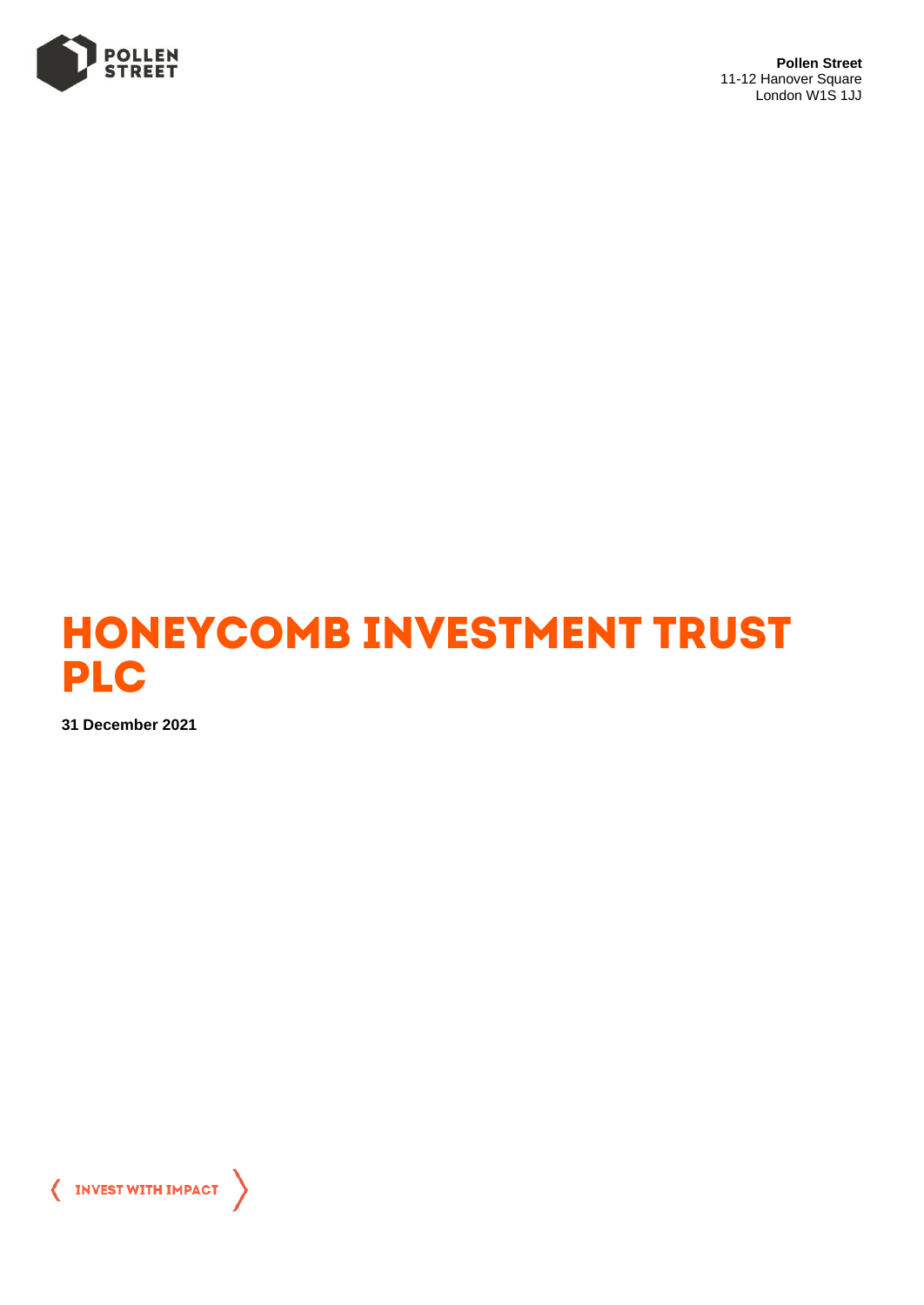POLLEN STREET

**Pollen Street**
11-12 Hanover Square
London W1S 1JJ

# HONEYCOMB INVESTMENT TRUST PLC

**31 December 2021**

INVEST WITH IMPACT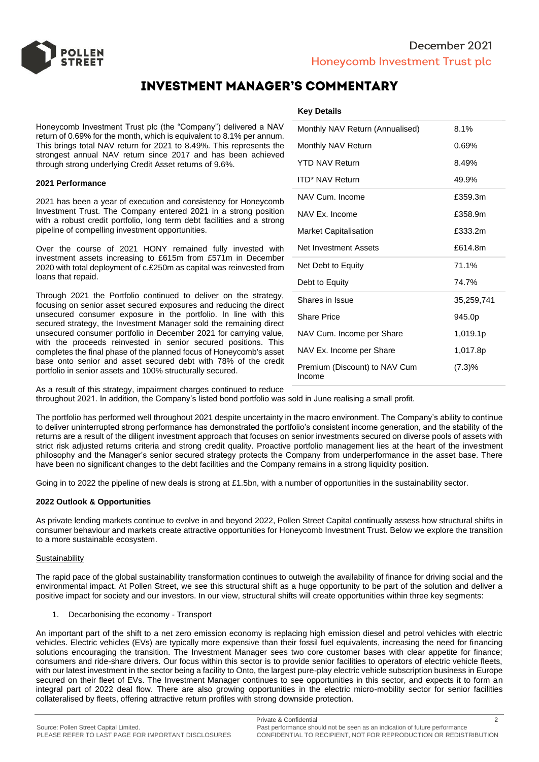# INVESTMENT MANAGER'S COMMENTARY

Honeycomb Investment Trust plc (the "Company") delivered a NAV return of 0.69% for the month, which is equivalent to 8.1% per annum. This brings total NAV return for 2021 to 8.49%. This represents the strongest annual NAV return since 2017 and has been achieved through strong underlying Credit Asset returns of 9.6%.

**Key Details**

| Item | Value |
|---|---|
| Monthly NAV Return (Annualised) | 8.1% |
| Monthly NAV Return | 0.69% |
| YTD NAV Return | 8.49% |
| ITD* NAV Return | 49.9% |
| NAV Cum. Income | £359.3m |
| NAV Ex. Income | £358.9m |
| Market Capitalisation | £333.2m |
| Net Investment Assets | £614.8m |
| Net Debt to Equity | 71.1% |
| Debt to Equity | 74.7% |
| Shares in Issue | 35,259,741 |
| Share Price | 945.0p |
| NAV Cum. Income per Share | 1,019.1p |
| NAV Ex. Income per Share | 1,017.8p |
| Premium (Discount) to NAV Cum Income | (7.3)% |

**2021 Performance**

2021 has been a year of execution and consistency for Honeycomb Investment Trust. The Company entered 2021 in a strong position with a robust credit portfolio, long term debt facilities and a strong pipeline of compelling investment opportunities.

Over the course of 2021 HONY remained fully invested with investment assets increasing to £615m from £571m in December 2020 with total deployment of c.£250m as capital was reinvested from loans that repaid.

Through 2021 the Portfolio continued to deliver on the strategy, focusing on senior asset secured exposures and reducing the direct unsecured consumer exposure in the portfolio. In line with this secured strategy, the Investment Manager sold the remaining direct unsecured consumer portfolio in December 2021 for carrying value, with the proceeds reinvested in senior secured positions. This completes the final phase of the planned focus of Honeycomb's asset base onto senior and asset secured debt with 78% of the credit portfolio in senior assets and 100% structurally secured.

As a result of this strategy, impairment charges continued to reduce throughout 2021. In addition, the Company's listed bond portfolio was sold in June realising a small profit.

The portfolio has performed well throughout 2021 despite uncertainty in the macro environment. The Company's ability to continue to deliver uninterrupted strong performance has demonstrated the portfolio's consistent income generation, and the stability of the returns are a result of the diligent investment approach that focuses on senior investments secured on diverse pools of assets with strict risk adjusted returns criteria and strong credit quality. Proactive portfolio management lies at the heart of the investment philosophy and the Manager's senior secured strategy protects the Company from underperformance in the asset base. There have been no significant changes to the debt facilities and the Company remains in a strong liquidity position.

Going in to 2022 the pipeline of new deals is strong at £1.5bn, with a number of opportunities in the sustainability sector.

**2022 Outlook & Opportunities**

As private lending markets continue to evolve in and beyond 2022, Pollen Street Capital continually assess how structural shifts in consumer behaviour and markets create attractive opportunities for Honeycomb Investment Trust. Below we explore the transition to a more sustainable ecosystem.

Sustainability

The rapid pace of the global sustainability transformation continues to outweigh the availability of finance for driving social and the environmental impact. At Pollen Street, we see this structural shift as a huge opportunity to be part of the solution and deliver a positive impact for society and our investors. In our view, structural shifts will create opportunities within three key segments:

1. Decarbonising the economy - Transport

An important part of the shift to a net zero emission economy is replacing high emission diesel and petrol vehicles with electric vehicles. Electric vehicles (EVs) are typically more expensive than their fossil fuel equivalents, increasing the need for financing solutions encouraging the transition. The Investment Manager sees two core customer bases with clear appetite for finance; consumers and ride-share drivers. Our focus within this sector is to provide senior facilities to operators of electric vehicle fleets, with our latest investment in the sector being a facility to Onto, the largest pure-play electric vehicle subscription business in Europe secured on their fleet of EVs. The Investment Manager continues to see opportunities in this sector, and expects it to form an integral part of 2022 deal flow. There are also growing opportunities in the electric micro-mobility sector for senior facilities collateralised by fleets, offering attractive return profiles with strong downside protection.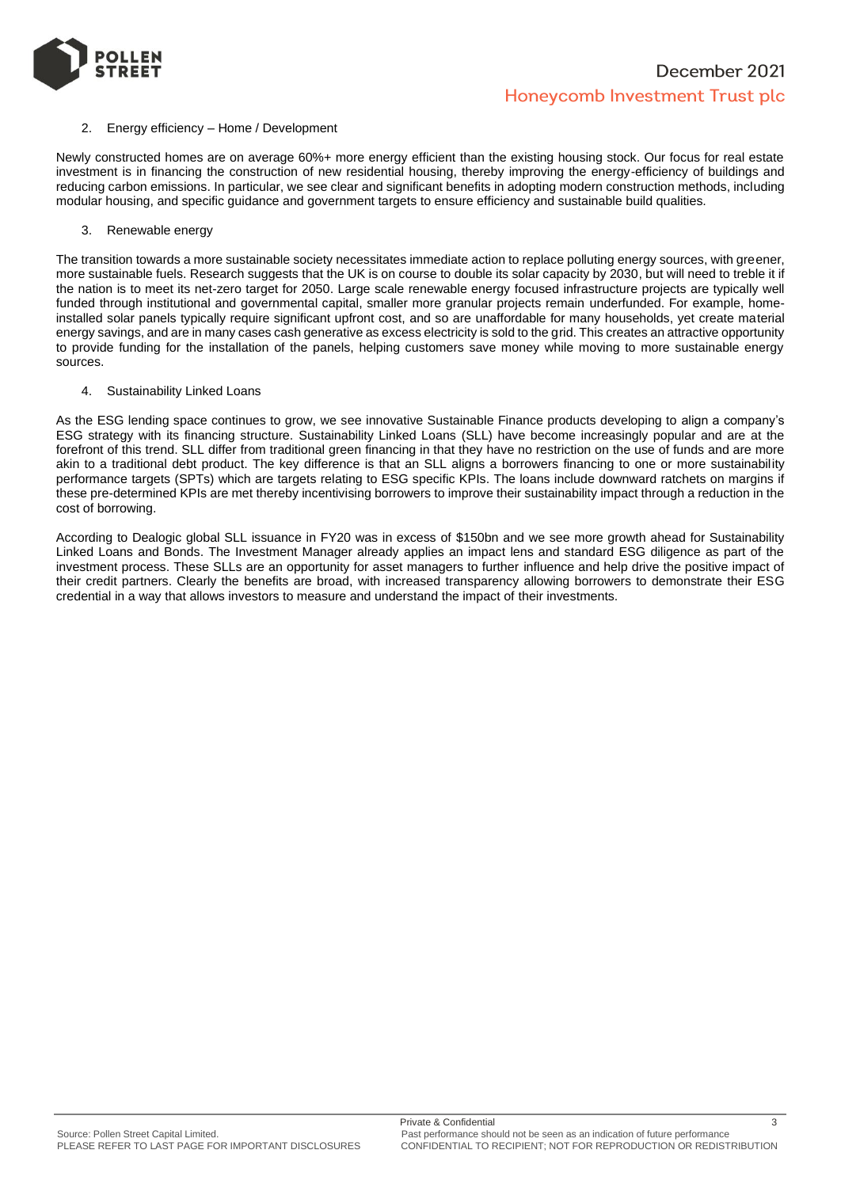2. Energy efficiency – Home / Development

Newly constructed homes are on average 60%+ more energy efficient than the existing housing stock. Our focus for real estate investment is in financing the construction of new residential housing, thereby improving the energy-efficiency of buildings and reducing carbon emissions. In particular, we see clear and significant benefits in adopting modern construction methods, including modular housing, and specific guidance and government targets to ensure efficiency and sustainable build qualities.

3. Renewable energy

The transition towards a more sustainable society necessitates immediate action to replace polluting energy sources, with greener, more sustainable fuels. Research suggests that the UK is on course to double its solar capacity by 2030, but will need to treble it if the nation is to meet its net-zero target for 2050. Large scale renewable energy focused infrastructure projects are typically well funded through institutional and governmental capital, smaller more granular projects remain underfunded. For example, home-installed solar panels typically require significant upfront cost, and so are unaffordable for many households, yet create material energy savings, and are in many cases cash generative as excess electricity is sold to the grid. This creates an attractive opportunity to provide funding for the installation of the panels, helping customers save money while moving to more sustainable energy sources.

4. Sustainability Linked Loans

As the ESG lending space continues to grow, we see innovative Sustainable Finance products developing to align a company's ESG strategy with its financing structure. Sustainability Linked Loans (SLL) have become increasingly popular and are at the forefront of this trend. SLL differ from traditional green financing in that they have no restriction on the use of funds and are more akin to a traditional debt product. The key difference is that an SLL aligns a borrowers financing to one or more sustainability performance targets (SPTs) which are targets relating to ESG specific KPIs. The loans include downward ratchets on margins if these pre-determined KPIs are met thereby incentivising borrowers to improve their sustainability impact through a reduction in the cost of borrowing.

According to Dealogic global SLL issuance in FY20 was in excess of $150bn and we see more growth ahead for Sustainability Linked Loans and Bonds. The Investment Manager already applies an impact lens and standard ESG diligence as part of the investment process. These SLLs are an opportunity for asset managers to further influence and help drive the positive impact of their credit partners. Clearly the benefits are broad, with increased transparency allowing borrowers to demonstrate their ESG credential in a way that allows investors to measure and understand the impact of their investments.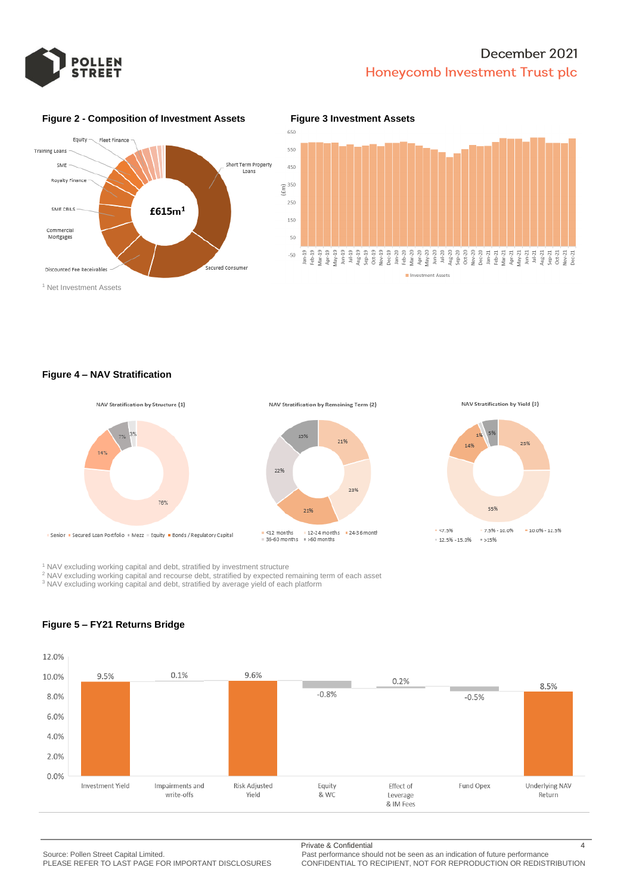**Figure 2 - Composition of Investment Assets**

Equity, Fleet Finance, Training Loans, SME, Royalty Finance, SME CBILS, Commercial Mortgages, Discounted Fee Receivables, Secured Consumer, Short Term Property Loans

£615m[1]

[1] Net Investment Assets

**Figure 3 Investment Assets**

(£m)

Investment Assets

**Figure 4 – NAV Stratification**

NAV Stratification by Structure (1)

| Structure | % |
|---|---|
| Senior | 76% |
| Secured Loan Portfolio | 14% |
| Mezz | 7% |
| Equity | 3% |
| Bonds / Regulatory Capital | |

NAV Stratification by Remaining Term (2)

| Term | % |
|---|---|
| <12 months | 21% |
| 12-24 months | 23% |
| 24-36 months | 21% |
| 36-60 months | 22% |
| >60 months | 13% |

NAV Stratification by Yield (3)

| Yield | % |
|---|---|
| <7.5% | 25% |
| 7.5% - 10.0% | 55% |
| 10.0% - 12.5% | 14% |
| 12.5% - 15.0% | 1% |
| >15% | 5% |

[1] NAV excluding working capital and debt, stratified by investment structure
[2] NAV excluding working capital and recourse debt, stratified by expected remaining term of each asset
[3] NAV excluding working capital and debt, stratified by average yield of each platform

**Figure 5 – FY21 Returns Bridge**

| Item | Value |
|---|---|
| Investment Yield | 9.5% |
| Impairments and write-offs | 0.1% |
| Risk Adjusted Yield | 9.6% |
| Equity & WC | -0.8% |
| Effect of Leverage & IM Fees | 0.2% |
| Fund Opex | -0.5% |
| Underlying NAV Return | 8.5% |

Source: Pollen Street Capital Limited.
PLEASE REFER TO LAST PAGE FOR IMPORTANT DISCLOSURES

Private & Confidential
Past performance should not be seen as an indication of future performance
CONFIDENTIAL TO RECIPIENT, NOT FOR REPRODUCTION OR REDISTRIBUTION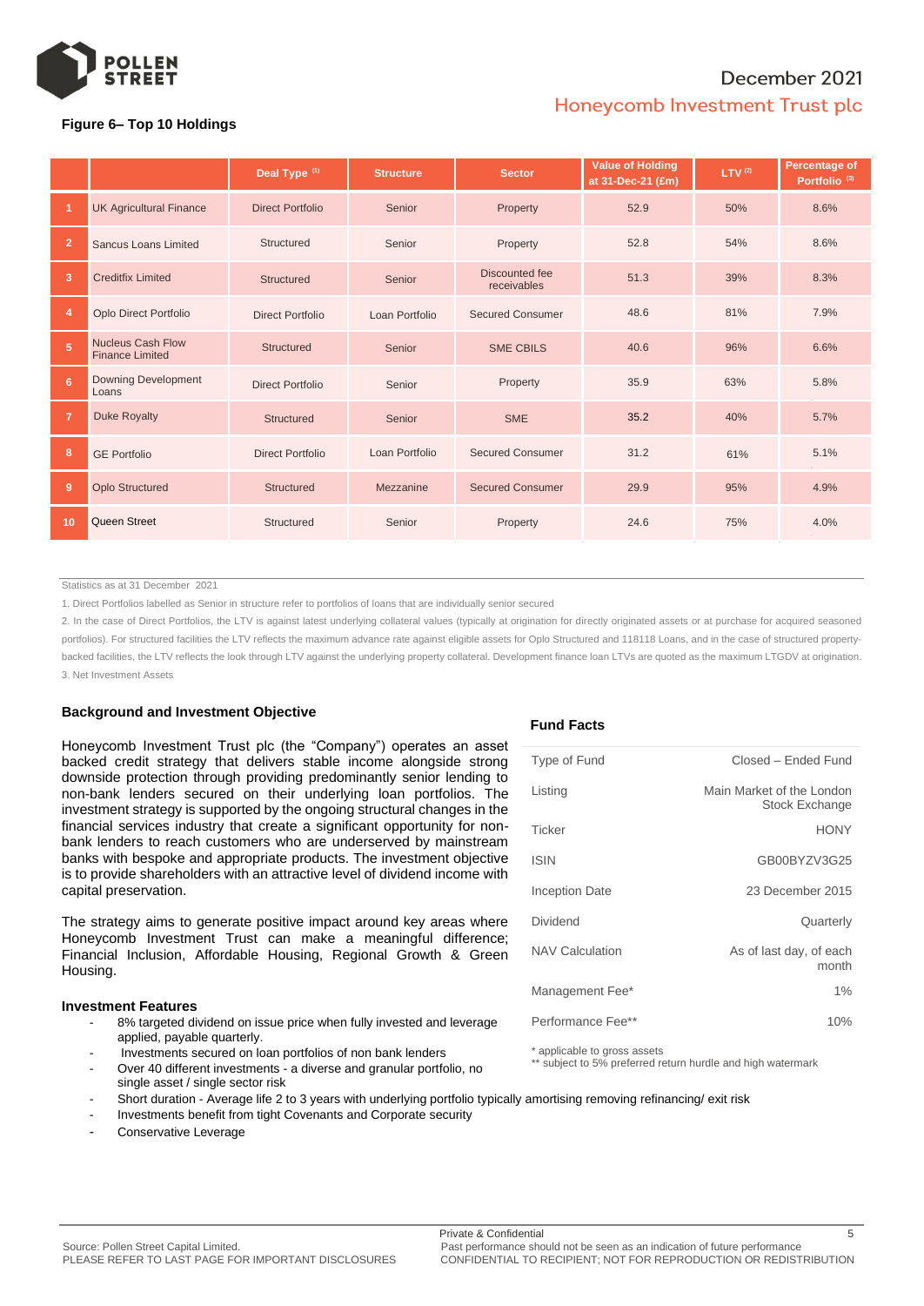**Figure 6– Top 10 Holdings**

| | | Deal Type [1] | Structure | Sector | Value of Holding at 31-Dec-21 (£m) | LTV [2] | Percentage of Portfolio [3] |
|---|---|---|---|---|---|---|---|
| 1 | UK Agricultural Finance | Direct Portfolio | Senior | Property | 52.9 | 50% | 8.6% |
| 2 | Sancus Loans Limited | Structured | Senior | Property | 52.8 | 54% | 8.6% |
| 3 | Creditfix Limited | Structured | Senior | Discounted fee receivables | 51.3 | 39% | 8.3% |
| 4 | Oplo Direct Portfolio | Direct Portfolio | Loan Portfolio | Secured Consumer | 48.6 | 81% | 7.9% |
| 5 | Nucleus Cash Flow Finance Limited | Structured | Senior | SME CBILS | 40.6 | 96% | 6.6% |
| 6 | Downing Development Loans | Direct Portfolio | Senior | Property | 35.9 | 63% | 5.8% |
| 7 | Duke Royalty | Structured | Senior | SME | 35.2 | 40% | 5.7% |
| 8 | GE Portfolio | Direct Portfolio | Loan Portfolio | Secured Consumer | 31.2 | 61% | 5.1% |
| 9 | Oplo Structured | Structured | Mezzanine | Secured Consumer | 29.9 | 95% | 4.9% |
| 10 | Queen Street | Structured | Senior | Property | 24.6 | 75% | 4.0% |

Statistics as at 31 December 2021

1. Direct Portfolios labelled as Senior in structure refer to portfolios of loans that are individually senior secured
2. In the case of Direct Portfolios, the LTV is against latest underlying collateral values (typically at origination for directly originated assets or at purchase for acquired seasoned portfolios). For structured facilities the LTV reflects the maximum advance rate against eligible assets for Oplo Structured and 118118 Loans, and in the case of structured property-backed facilities, the LTV reflects the look through LTV against the underlying property collateral. Development finance loan LTVs are quoted as the maximum LTGDV at origination.
3. Net Investment Assets

### Background and Investment Objective

Honeycomb Investment Trust plc (the "Company") operates an asset backed credit strategy that delivers stable income alongside strong downside protection through providing predominantly senior lending to non-bank lenders secured on their underlying loan portfolios. The investment strategy is supported by the ongoing structural changes in the financial services industry that create a significant opportunity for non-bank lenders to reach customers who are underserved by mainstream banks with bespoke and appropriate products. The investment objective is to provide shareholders with an attractive level of dividend income with capital preservation.

The strategy aims to generate positive impact around key areas where Honeycomb Investment Trust can make a meaningful difference; Financial Inclusion, Affordable Housing, Regional Growth & Green Housing.

### Investment Features

- 8% targeted dividend on issue price when fully invested and leverage applied, payable quarterly.
- Investments secured on loan portfolios of non bank lenders
- Over 40 different investments - a diverse and granular portfolio, no single asset / single sector risk
- Short duration - Average life 2 to 3 years with underlying portfolio typically amortising removing refinancing/ exit risk
- Investments benefit from tight Covenants and Corporate security
- Conservative Leverage

### Fund Facts

| | |
|---|---|
| Type of Fund | Closed – Ended Fund |
| Listing | Main Market of the London Stock Exchange |
| Ticker | HONY |
| ISIN | GB00BYZV3G25 |
| Inception Date | 23 December 2015 |
| Dividend | Quarterly |
| NAV Calculation | As of last day, of each month |
| Management Fee* | 1% |
| Performance Fee** | 10% |

\* applicable to gross assets
\** subject to 5% preferred return hurdle and high watermark

Source: Pollen Street Capital Limited.
PLEASE REFER TO LAST PAGE FOR IMPORTANT DISCLOSURES

Private & Confidential
Past performance should not be seen as an indication of future performance
CONFIDENTIAL TO RECIPIENT; NOT FOR REPRODUCTION OR REDISTRIBUTION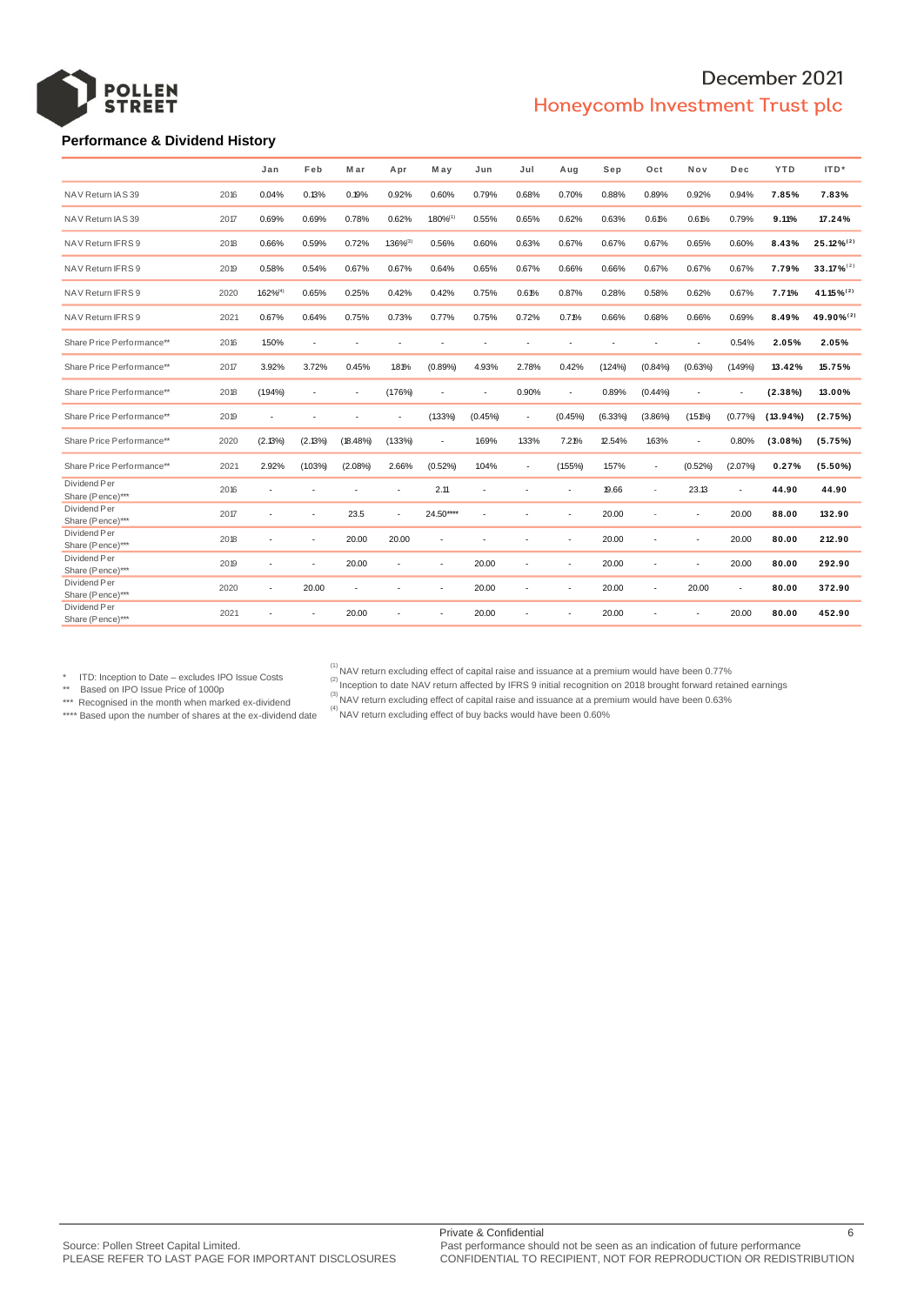December 2021

Honeycomb Investment Trust plc

### Performance & Dividend History

| | | Jan | Feb | Mar | Apr | May | Jun | Jul | Aug | Sep | Oct | Nov | Dec | YTD | ITD* |
|---|---|---|---|---|---|---|---|---|---|---|---|---|---|---|---|
| NAV Return IAS 39 | 2016 | 0.04% | 0.13% | 0.19% | 0.92% | 0.60% | 0.79% | 0.68% | 0.70% | 0.88% | 0.89% | 0.92% | 0.94% | **7.85%** | **7.83%** |
| NAV Return IAS 39 | 2017 | 0.69% | 0.69% | 0.78% | 0.62% | 1.80%[1] | 0.55% | 0.65% | 0.62% | 0.63% | 0.61% | 0.61% | 0.79% | **9.11%** | **17.24%** |
| NAV Return IFRS 9 | 2018 | 0.66% | 0.59% | 0.72% | 1.36%[3] | 0.56% | 0.60% | 0.63% | 0.67% | 0.67% | 0.67% | 0.65% | 0.60% | **8.43%** | **25.12%[2]** |
| NAV Return IFRS 9 | 2019 | 0.58% | 0.54% | 0.67% | 0.67% | 0.64% | 0.65% | 0.67% | 0.66% | 0.66% | 0.67% | 0.67% | 0.67% | **7.79%** | **33.17%[2]** |
| NAV Return IFRS 9 | 2020 | 1.62%[4] | 0.65% | 0.25% | 0.42% | 0.42% | 0.75% | 0.61% | 0.87% | 0.28% | 0.58% | 0.62% | 0.67% | **7.71%** | **41.15%[2]** |
| NAV Return IFRS 9 | 2021 | 0.67% | 0.64% | 0.75% | 0.73% | 0.77% | 0.75% | 0.72% | 0.71% | 0.66% | 0.68% | 0.66% | 0.69% | **8.49%** | **49.90%[2]** |
| Share Price Performance** | 2016 | 1.50% | - | - | - | - | - | - | - | - | - | - | 0.54% | **2.05%** | **2.05%** |
| Share Price Performance** | 2017 | 3.92% | 3.72% | 0.45% | 1.81% | (0.89%) | 4.93% | 2.78% | 0.42% | (1.24%) | (0.84%) | (0.63%) | (1.49%) | **13.42%** | **15.75%** |
| Share Price Performance** | 2018 | (1.94%) | - | - | (1.76%) | - | - | 0.90% | - | 0.89% | (0.44%) | - | - | **(2.38%)** | **13.00%** |
| Share Price Performance** | 2019 | - | - | - | - | (1.33%) | (0.45%) | - | (0.45%) | (6.33%) | (3.86%) | (1.51%) | (0.77%) | **(13.94%)** | **(2.75%)** |
| Share Price Performance** | 2020 | (2.13%) | (2.13%) | (18.48%) | (1.33%) | - | 1.69% | 1.33% | 7.21% | 12.54% | 1.63% | - | 0.80% | **(3.08%)** | **(5.75%)** |
| Share Price Performance** | 2021 | 2.92% | (1.03%) | (2.08%) | 2.66% | (0.52%) | 1.04% | - | (1.55%) | 1.57% | - | (0.52%) | (2.07%) | **0.27%** | **(5.50%)** |
| Dividend Per Share (Pence)*** | 2016 | - | - | - | - | 2.11 | - | - | - | 19.66 | - | 23.13 | - | **44.90** | **44.90** |
| Dividend Per Share (Pence)*** | 2017 | - | - | 23.5 | - | 24.50**** | - | - | - | 20.00 | - | - | 20.00 | **88.00** | **132.90** |
| Dividend Per Share (Pence)*** | 2018 | - | - | 20.00 | 20.00 | - | - | - | - | 20.00 | - | - | 20.00 | **80.00** | **212.90** |
| Dividend Per Share (Pence)*** | 2019 | - | - | 20.00 | - | - | 20.00 | - | - | 20.00 | - | - | 20.00 | **80.00** | **292.90** |
| Dividend Per Share (Pence)*** | 2020 | - | 20.00 | - | - | - | 20.00 | - | - | 20.00 | - | 20.00 | - | **80.00** | **372.90** |
| Dividend Per Share (Pence)*** | 2021 | - | - | 20.00 | - | - | 20.00 | - | - | 20.00 | - | - | 20.00 | **80.00** | **452.90** |

\* ITD: Inception to Date – excludes IPO Issue Costs
** Based on IPO Issue Price of 1000p
*** Recognised in the month when marked ex-dividend
**** Based upon the number of shares at the ex-dividend date

[1] NAV return excluding effect of capital raise and issuance at a premium would have been 0.77%
[2] Inception to date NAV return affected by IFRS 9 initial recognition on 2018 brought forward retained earnings
[3] NAV return excluding effect of capital raise and issuance at a premium would have been 0.63%
[4] NAV return excluding effect of buy backs would have been 0.60%

Source: Pollen Street Capital Limited.
PLEASE REFER TO LAST PAGE FOR IMPORTANT DISCLOSURES

Private & Confidential
Past performance should not be seen as an indication of future performance
CONFIDENTIAL TO RECIPIENT, NOT FOR REPRODUCTION OR REDISTRIBUTION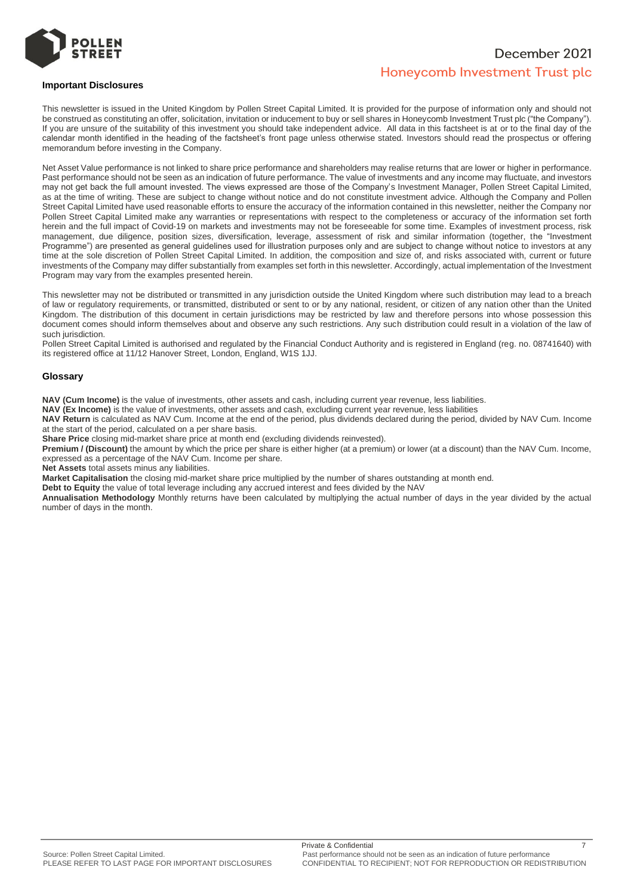## Important Disclosures

This newsletter is issued in the United Kingdom by Pollen Street Capital Limited. It is provided for the purpose of information only and should not be construed as constituting an offer, solicitation, invitation or inducement to buy or sell shares in Honeycomb Investment Trust plc ("the Company"). If you are unsure of the suitability of this investment you should take independent advice. All data in this factsheet is at or to the final day of the calendar month identified in the heading of the factsheet's front page unless otherwise stated. Investors should read the prospectus or offering memorandum before investing in the Company.

Net Asset Value performance is not linked to share price performance and shareholders may realise returns that are lower or higher in performance. Past performance should not be seen as an indication of future performance. The value of investments and any income may fluctuate, and investors may not get back the full amount invested. The views expressed are those of the Company's Investment Manager, Pollen Street Capital Limited, as at the time of writing. These are subject to change without notice and do not constitute investment advice. Although the Company and Pollen Street Capital Limited have used reasonable efforts to ensure the accuracy of the information contained in this newsletter, neither the Company nor Pollen Street Capital Limited make any warranties or representations with respect to the completeness or accuracy of the information set forth herein and the full impact of Covid-19 on markets and investments may not be foreseeable for some time. Examples of investment process, risk management, due diligence, position sizes, diversification, leverage, assessment of risk and similar information (together, the "Investment Programme") are presented as general guidelines used for illustration purposes only and are subject to change without notice to investors at any time at the sole discretion of Pollen Street Capital Limited. In addition, the composition and size of, and risks associated with, current or future investments of the Company may differ substantially from examples set forth in this newsletter. Accordingly, actual implementation of the Investment Program may vary from the examples presented herein.

This newsletter may not be distributed or transmitted in any jurisdiction outside the United Kingdom where such distribution may lead to a breach of law or regulatory requirements, or transmitted, distributed or sent to or by any national, resident, or citizen of any nation other than the United Kingdom. The distribution of this document in certain jurisdictions may be restricted by law and therefore persons into whose possession this document comes should inform themselves about and observe any such restrictions. Any such distribution could result in a violation of the law of such jurisdiction.
Pollen Street Capital Limited is authorised and regulated by the Financial Conduct Authority and is registered in England (reg. no. 08741640) with its registered office at 11/12 Hanover Street, London, England, W1S 1JJ.

## Glossary

**NAV (Cum Income)** is the value of investments, other assets and cash, including current year revenue, less liabilities.
**NAV (Ex Income)** is the value of investments, other assets and cash, excluding current year revenue, less liabilities
**NAV Return** is calculated as NAV Cum. Income at the end of the period, plus dividends declared during the period, divided by NAV Cum. Income at the start of the period, calculated on a per share basis.
**Share Price** closing mid-market share price at month end (excluding dividends reinvested).
**Premium / (Discount)** the amount by which the price per share is either higher (at a premium) or lower (at a discount) than the NAV Cum. Income, expressed as a percentage of the NAV Cum. Income per share.
**Net Assets** total assets minus any liabilities.
**Market Capitalisation** the closing mid-market share price multiplied by the number of shares outstanding at month end.
**Debt to Equity** the value of total leverage including any accrued interest and fees divided by the NAV
**Annualisation Methodology** Monthly returns have been calculated by multiplying the actual number of days in the year divided by the actual number of days in the month.